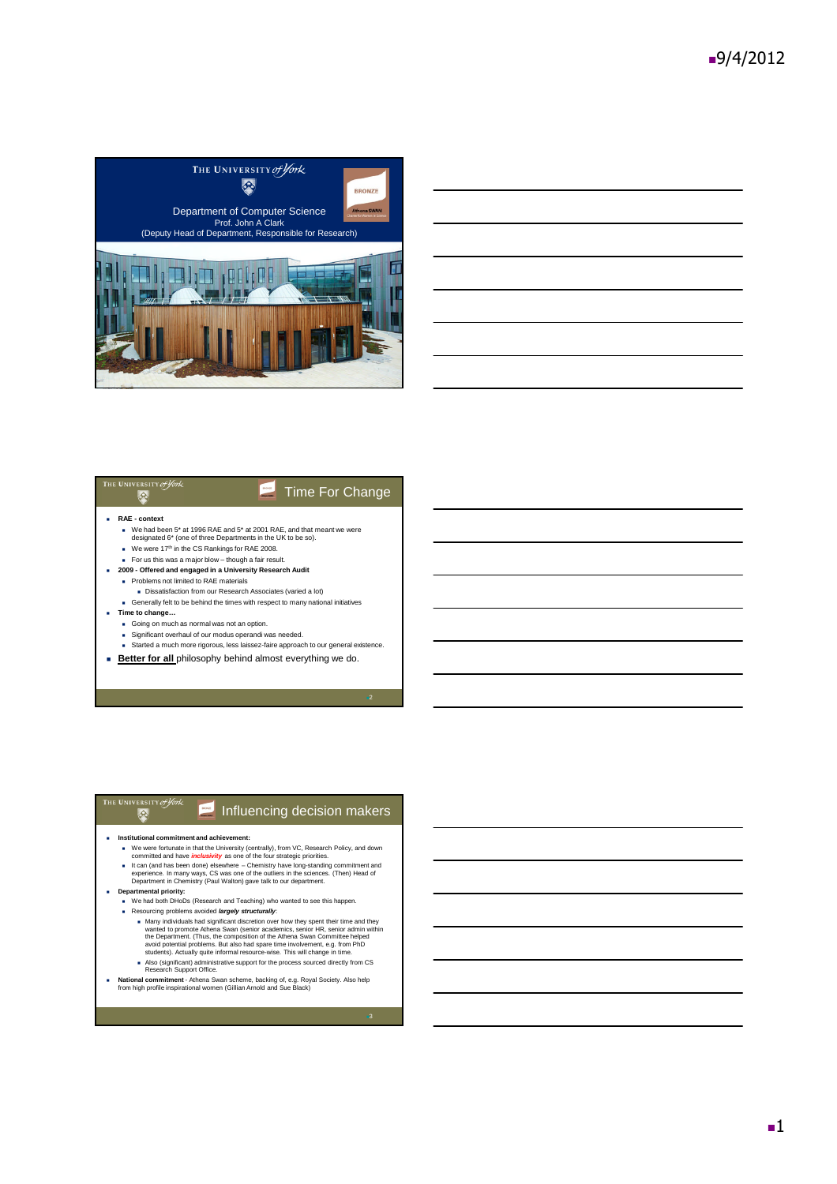## Slide 1

THE UNIVERSITY of York

BRONZE — Athena SWAN

Department of Computer Science
Prof. John A Clark
(Deputy Head of Department, Responsible for Research)

## Slide 2: Time For Change

- **RAE - context**
  - We had been 5* at 1996 RAE and 5* at 2001 RAE, and that meant we were designated 6* (one of three Departments in the UK to be so).
  - We were 17th in the CS Rankings for RAE 2008.
  - For us this was a major blow – though a fair result.
- **2009 - Offered and engaged in a University Research Audit**
  - Problems not limited to RAE materials
    - Dissatisfaction from our Research Associates (varied a lot)
  - Generally felt to be behind the times with respect to many national initiatives
- **Time to change…**
  - Going on much as normal was not an option.
  - Significant overhaul of our modus operandi was needed.
  - Started a much more rigorous, less laissez-faire approach to our general existence.
- **Better for all** philosophy behind almost everything we do.

## Slide 3: Influencing decision makers

- **Institutional commitment and achievement:**
  - We were fortunate in that the University (centrally), from VC, Research Policy, and down committed and have ***inclusivity*** as one of the four strategic priorities.
  - It can (and has been done) elsewhere – Chemistry have long-standing commitment and experience. In many ways, CS was one of the outliers in the sciences. (Then) Head of Department in Chemistry (Paul Walton) gave talk to our department.
- **Departmental priority:**
  - We had both DHoDs (Research and Teaching) who wanted to see this happen.
  - Resourcing problems avoided ***largely structurally***:
    - Many individuals had significant discretion over how they spent their time and they wanted to promote Athena Swan (senior academics, senior HR, senior admin within the Department. (Thus, the composition of the Athena Swan Committee helped avoid potential problems. But also had spare time involvement, e.g. from PhD students). Actually quite informal resource-wise. This will change in time.
    - Also (significant) administrative support for the process sourced directly from CS Research Support Office.
- **National commitment** - Athena Swan scheme, backing of, e.g. Royal Society. Also help from high profile inspirational women (Gillian Arnold and Sue Black)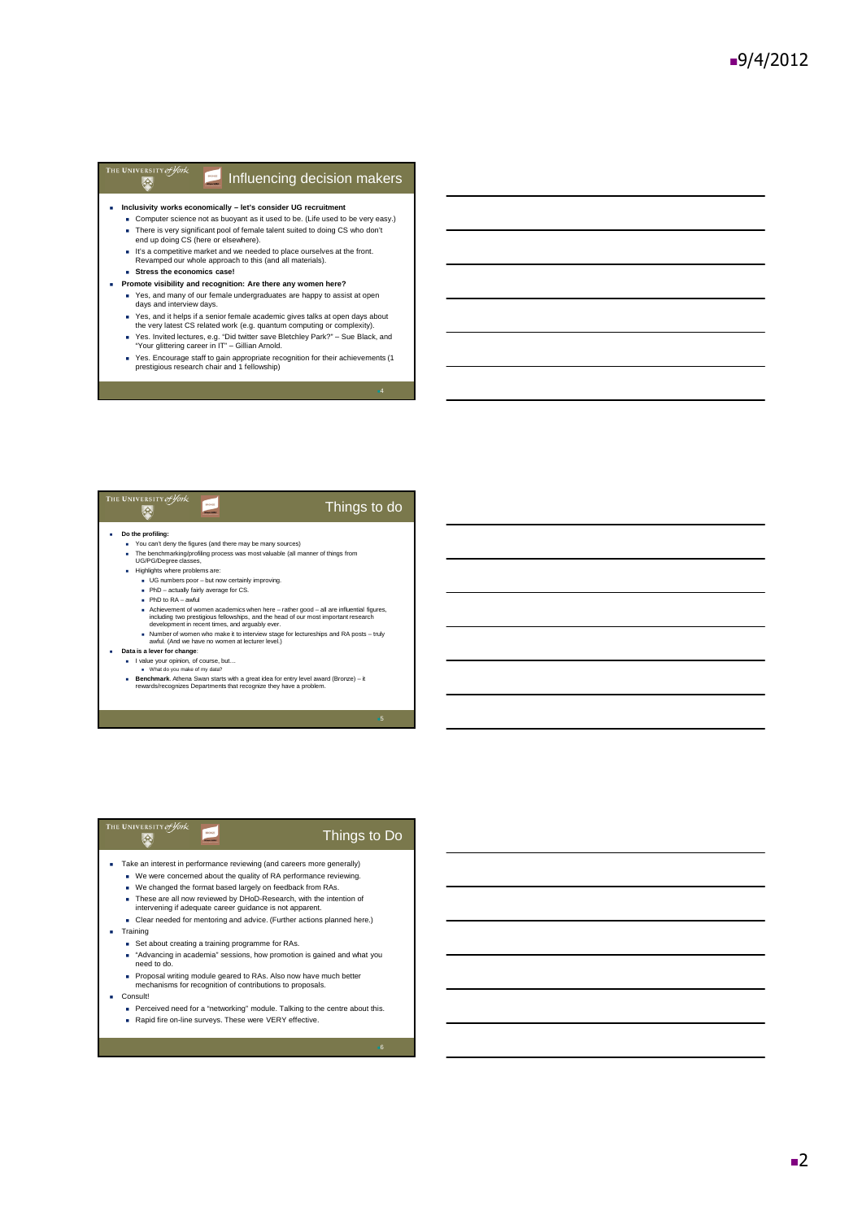## Influencing decision makers

- **Inclusivity works economically – let's consider UG recruitment**
  - Computer science not as buoyant as it used to be. (Life used to be very easy.)
  - There is very significant pool of female talent suited to doing CS who don't end up doing CS (here or elsewhere).
  - It's a competitive market and we needed to place ourselves at the front. Revamped our whole approach to this (and all materials).
  - **Stress the economics case!**
- **Promote visibility and recognition: Are there any women here?**
  - Yes, and many of our female undergraduates are happy to assist at open days and interview days.
  - Yes, and it helps if a senior female academic gives talks at open days about the very latest CS related work (e.g. quantum computing or complexity).
  - Yes. Invited lectures, e.g. "Did twitter save Bletchley Park?" – Sue Black, and "Your glittering career in IT" – Gillian Arnold.
  - Yes. Encourage staff to gain appropriate recognition for their achievements (1 prestigious research chair and 1 fellowship)

## Things to do

- **Do the profiling:**
  - You can't deny the figures (and there may be many sources)
  - The benchmarking/profiling process was most valuable (all manner of things from UG/PG/Degree classes,
  - Highlights where problems are:
    - UG numbers poor – but now certainly improving.
    - PhD – actually fairly average for CS.
    - PhD to RA – awful
    - Achievement of women academics when here – rather good – all are influential figures, including two prestigious fellowships, and the head of our most important research development in recent times, and arguably ever.
    - Number of women who make it to interview stage for lectureships and RA posts – truly awful. (And we have no women at lecturer level.)
- **Data is a lever for change**:
  - I value your opinion, of course, but…
    - What do you make of my data?
  - **Benchmark**. Athena Swan starts with a great idea for entry level award (Bronze) – it rewards/recognizes Departments that recognize they have a problem.

## Things to Do

- Take an interest in performance reviewing (and careers more generally)
  - We were concerned about the quality of RA performance reviewing.
  - We changed the format based largely on feedback from RAs.
  - These are all now reviewed by DHoD-Research, with the intention of intervening if adequate career guidance is not apparent.
  - Clear needed for mentoring and advice. (Further actions planned here.)
- Training
  - Set about creating a training programme for RAs.
  - "Advancing in academia" sessions, how promotion is gained and what you need to do.
  - Proposal writing module geared to RAs. Also now have much better mechanisms for recognition of contributions to proposals.
- Consult!
  - Perceived need for a "networking" module. Talking to the centre about this.
  - Rapid fire on-line surveys. These were VERY effective.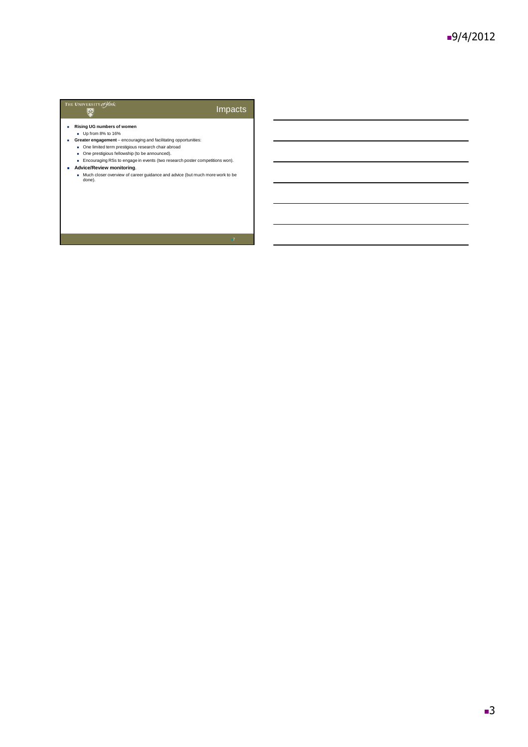THE UNIVERSITY of York

## Impacts

- **Rising UG numbers of women**
  - Up from 8% to 16%
- **Greater engagement** – encouraging and facilitating opportunities:
  - One limited term prestigious research chair abroad
  - One prestigious fellowship (to be announced).
  - Encouraging RSs to engage in events (two research poster competitions won).
- **Advice/Review monitoring**.
  - Much closer overview of career guidance and advice (but much more work to be done).